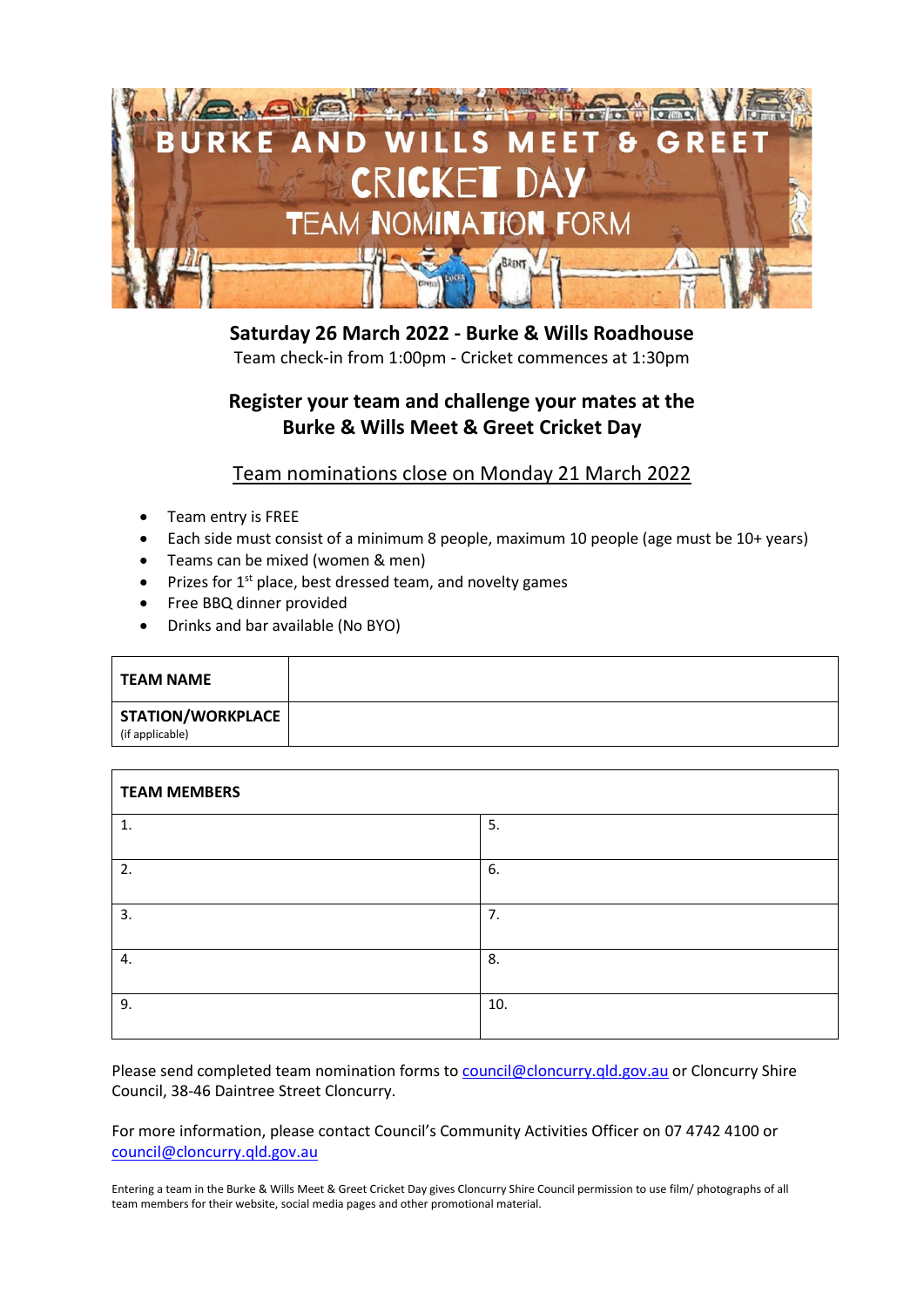# BURKE AND WILLS MEET & GREET

# CRICKET DAY

## TEAM NOMINATION FORM

**Saturday 26 March 2022 - Burke & Wills Roadhouse**

Team check-in from 1:00pm - Cricket commences at 1:30pm

**Register your team and challenge your mates at the Burke & Wills Meet & Greet Cricket Day**

Team nominations close on Monday 21 March 2022

- Team entry is FREE
- Each side must consist of a minimum 8 people, maximum 10 people (age must be 10+ years)
- Teams can be mixed (women & men)
- Prizes for 1st place, best dressed team, and novelty games
- Free BBQ dinner provided
- Drinks and bar available (No BYO)

| | |
|---|---|
| **TEAM NAME** | |
| **STATION/WORKPLACE** (if applicable) | |

| **TEAM MEMBERS** | |
|---|---|
| 1. | 5. |
| 2. | 6. |
| 3. | 7. |
| 4. | 8. |
| 9. | 10. |

Please send completed team nomination forms to council@cloncurry.qld.gov.au or Cloncurry Shire Council, 38-46 Daintree Street Cloncurry.

For more information, please contact Council's Community Activities Officer on 07 4742 4100 or council@cloncurry.qld.gov.au

Entering a team in the Burke & Wills Meet & Greet Cricket Day gives Cloncurry Shire Council permission to use film/ photographs of all team members for their website, social media pages and other promotional material.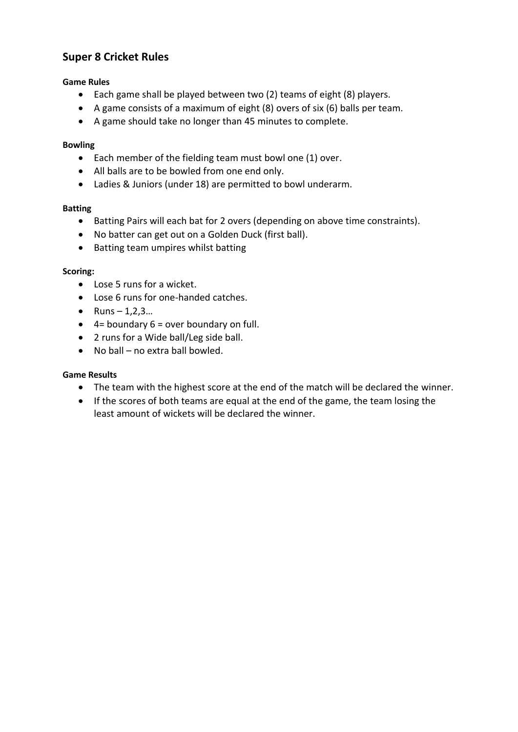## Super 8 Cricket Rules

**Game Rules**

- Each game shall be played between two (2) teams of eight (8) players.
- A game consists of a maximum of eight (8) overs of six (6) balls per team.
- A game should take no longer than 45 minutes to complete.

**Bowling**

- Each member of the fielding team must bowl one (1) over.
- All balls are to be bowled from one end only.
- Ladies & Juniors (under 18) are permitted to bowl underarm.

**Batting**

- Batting Pairs will each bat for 2 overs (depending on above time constraints).
- No batter can get out on a Golden Duck (first ball).
- Batting team umpires whilst batting

**Scoring:**

- Lose 5 runs for a wicket.
- Lose 6 runs for one-handed catches.
- Runs – 1,2,3…
- 4= boundary 6 = over boundary on full.
- 2 runs for a Wide ball/Leg side ball.
- No ball – no extra ball bowled.

**Game Results**

- The team with the highest score at the end of the match will be declared the winner.
- If the scores of both teams are equal at the end of the game, the team losing the least amount of wickets will be declared the winner.